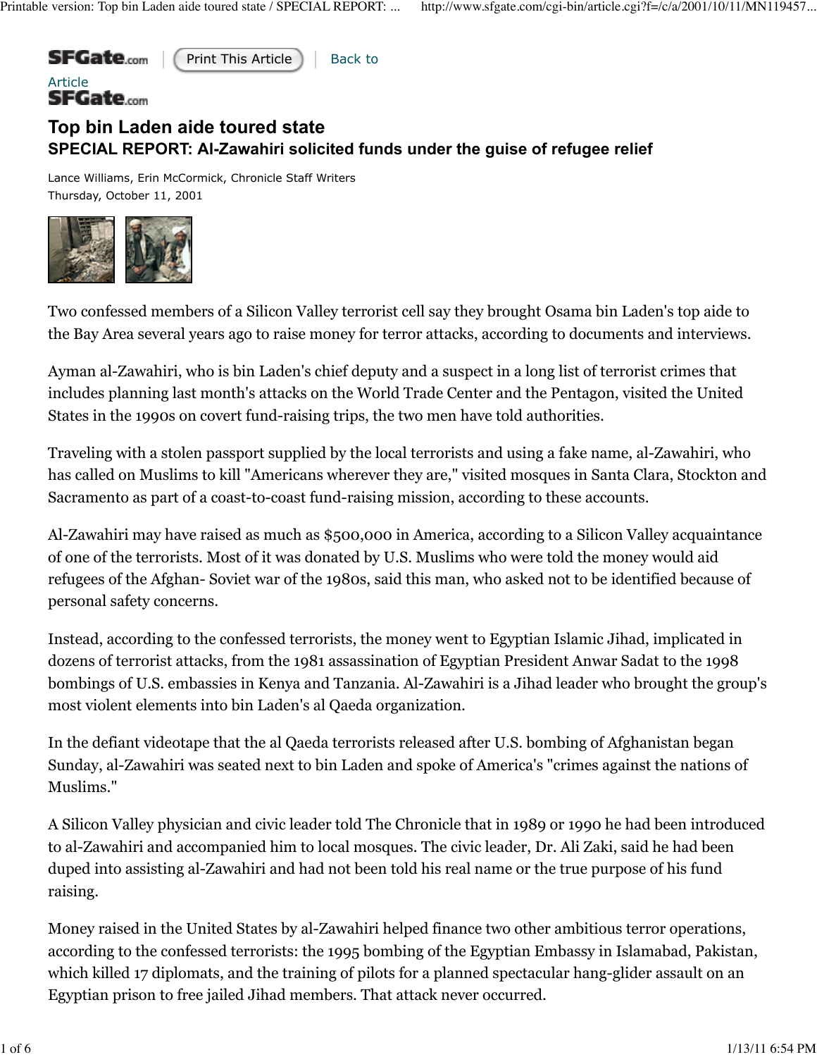SFGate.com | Print This Article | Back to Article

SFGate.com

# Top bin Laden aide toured state

## SPECIAL REPORT: Al-Zawahiri solicited funds under the guise of refugee relief

Lance Williams, Erin McCormick, Chronicle Staff Writers
Thursday, October 11, 2001

Two confessed members of a Silicon Valley terrorist cell say they brought Osama bin Laden's top aide to the Bay Area several years ago to raise money for terror attacks, according to documents and interviews.

Ayman al-Zawahiri, who is bin Laden's chief deputy and a suspect in a long list of terrorist crimes that includes planning last month's attacks on the World Trade Center and the Pentagon, visited the United States in the 1990s on covert fund-raising trips, the two men have told authorities.

Traveling with a stolen passport supplied by the local terrorists and using a fake name, al-Zawahiri, who has called on Muslims to kill "Americans wherever they are," visited mosques in Santa Clara, Stockton and Sacramento as part of a coast-to-coast fund-raising mission, according to these accounts.

Al-Zawahiri may have raised as much as $500,000 in America, according to a Silicon Valley acquaintance of one of the terrorists. Most of it was donated by U.S. Muslims who were told the money would aid refugees of the Afghan- Soviet war of the 1980s, said this man, who asked not to be identified because of personal safety concerns.

Instead, according to the confessed terrorists, the money went to Egyptian Islamic Jihad, implicated in dozens of terrorist attacks, from the 1981 assassination of Egyptian President Anwar Sadat to the 1998 bombings of U.S. embassies in Kenya and Tanzania. Al-Zawahiri is a Jihad leader who brought the group's most violent elements into bin Laden's al Qaeda organization.

In the defiant videotape that the al Qaeda terrorists released after U.S. bombing of Afghanistan began Sunday, al-Zawahiri was seated next to bin Laden and spoke of America's "crimes against the nations of Muslims."

A Silicon Valley physician and civic leader told The Chronicle that in 1989 or 1990 he had been introduced to al-Zawahiri and accompanied him to local mosques. The civic leader, Dr. Ali Zaki, said he had been duped into assisting al-Zawahiri and had not been told his real name or the true purpose of his fund raising.

Money raised in the United States by al-Zawahiri helped finance two other ambitious terror operations, according to the confessed terrorists: the 1995 bombing of the Egyptian Embassy in Islamabad, Pakistan, which killed 17 diplomats, and the training of pilots for a planned spectacular hang-glider assault on an Egyptian prison to free jailed Jihad members. That attack never occurred.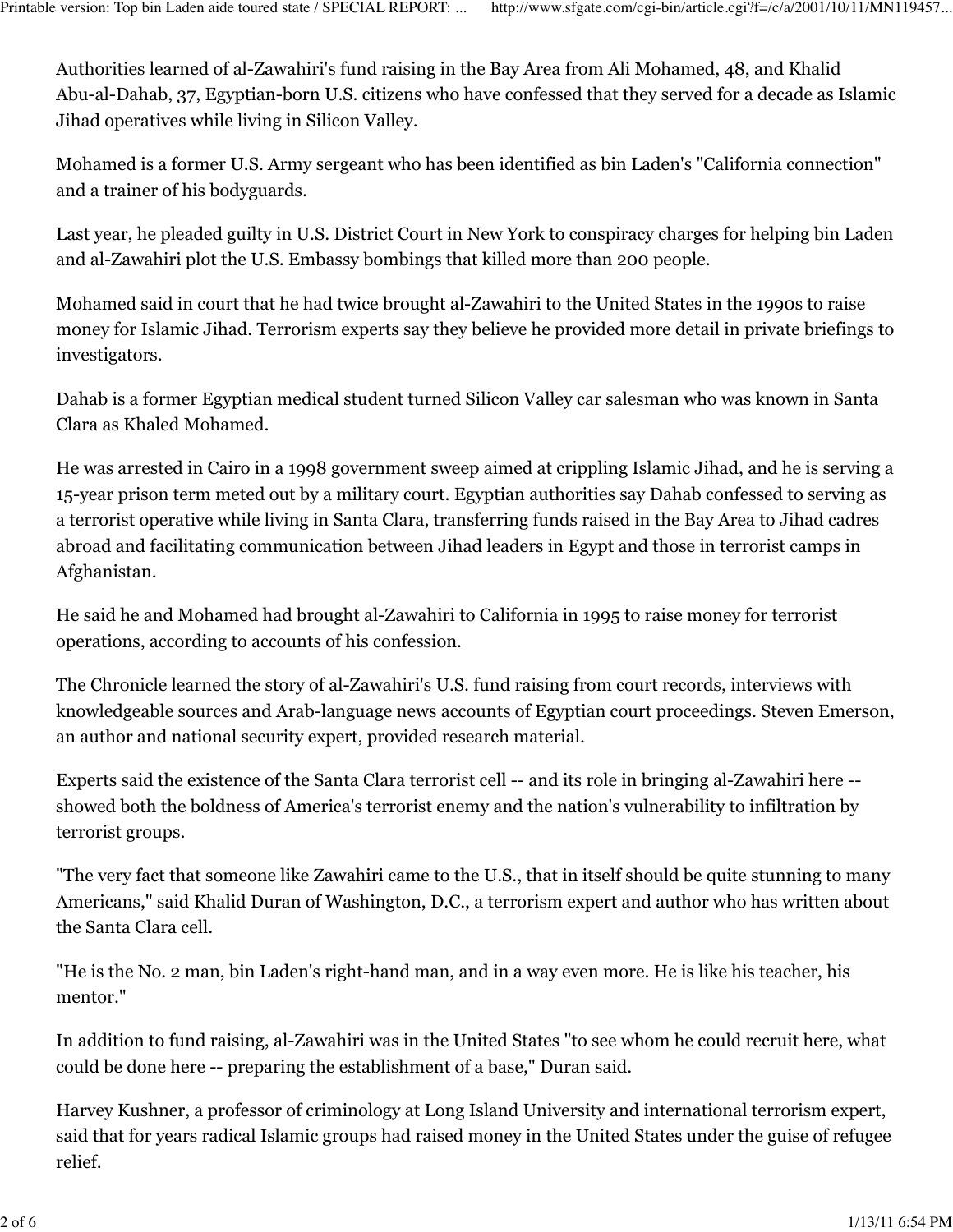Authorities learned of al-Zawahiri's fund raising in the Bay Area from Ali Mohamed, 48, and Khalid Abu-al-Dahab, 37, Egyptian-born U.S. citizens who have confessed that they served for a decade as Islamic Jihad operatives while living in Silicon Valley.

Mohamed is a former U.S. Army sergeant who has been identified as bin Laden's "California connection" and a trainer of his bodyguards.

Last year, he pleaded guilty in U.S. District Court in New York to conspiracy charges for helping bin Laden and al-Zawahiri plot the U.S. Embassy bombings that killed more than 200 people.

Mohamed said in court that he had twice brought al-Zawahiri to the United States in the 1990s to raise money for Islamic Jihad. Terrorism experts say they believe he provided more detail in private briefings to investigators.

Dahab is a former Egyptian medical student turned Silicon Valley car salesman who was known in Santa Clara as Khaled Mohamed.

He was arrested in Cairo in a 1998 government sweep aimed at crippling Islamic Jihad, and he is serving a 15-year prison term meted out by a military court. Egyptian authorities say Dahab confessed to serving as a terrorist operative while living in Santa Clara, transferring funds raised in the Bay Area to Jihad cadres abroad and facilitating communication between Jihad leaders in Egypt and those in terrorist camps in Afghanistan.

He said he and Mohamed had brought al-Zawahiri to California in 1995 to raise money for terrorist operations, according to accounts of his confession.

The Chronicle learned the story of al-Zawahiri's U.S. fund raising from court records, interviews with knowledgeable sources and Arab-language news accounts of Egyptian court proceedings. Steven Emerson, an author and national security expert, provided research material.

Experts said the existence of the Santa Clara terrorist cell -- and its role in bringing al-Zawahiri here -- showed both the boldness of America's terrorist enemy and the nation's vulnerability to infiltration by terrorist groups.

"The very fact that someone like Zawahiri came to the U.S., that in itself should be quite stunning to many Americans," said Khalid Duran of Washington, D.C., a terrorism expert and author who has written about the Santa Clara cell.

"He is the No. 2 man, bin Laden's right-hand man, and in a way even more. He is like his teacher, his mentor."

In addition to fund raising, al-Zawahiri was in the United States "to see whom he could recruit here, what could be done here -- preparing the establishment of a base," Duran said.

Harvey Kushner, a professor of criminology at Long Island University and international terrorism expert, said that for years radical Islamic groups had raised money in the United States under the guise of refugee relief.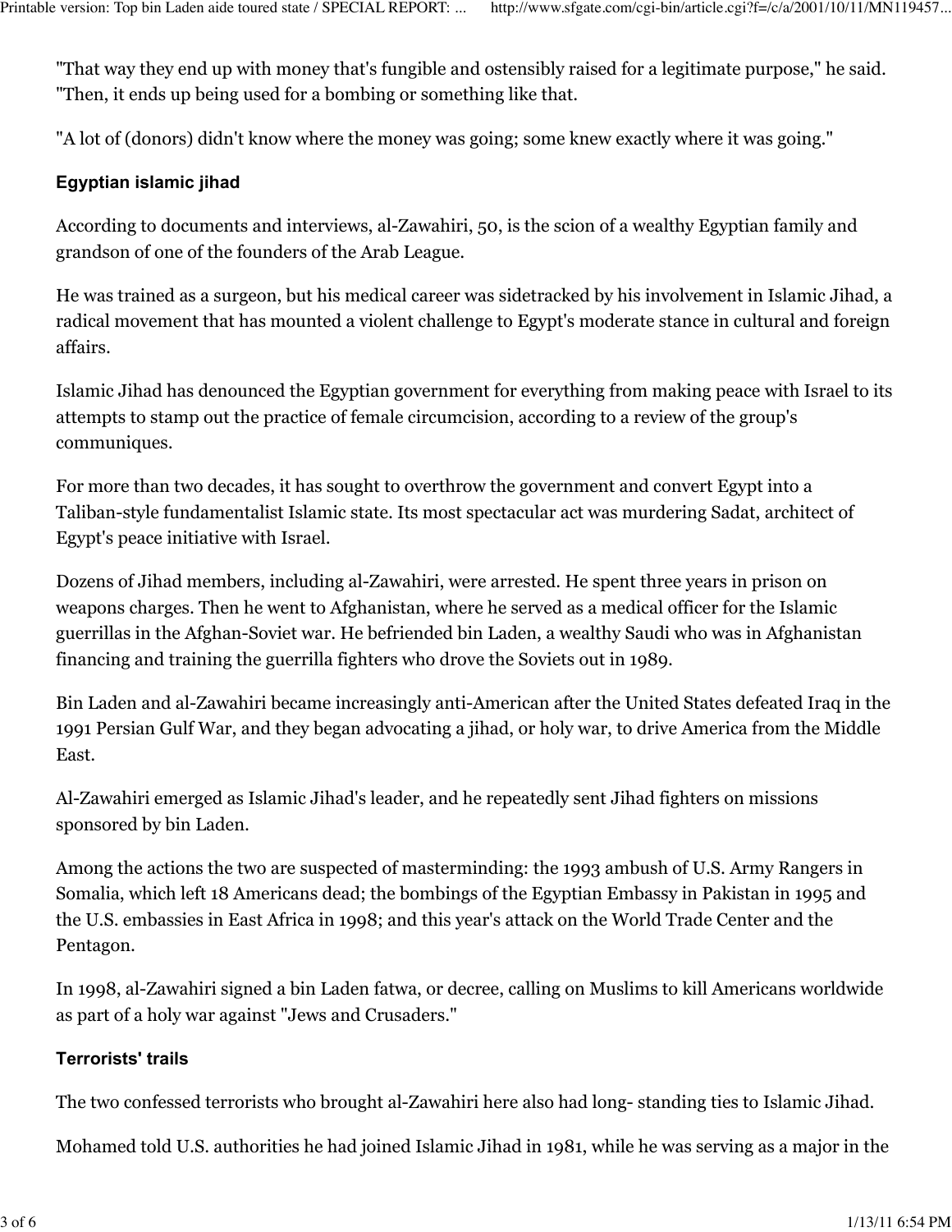"That way they end up with money that's fungible and ostensibly raised for a legitimate purpose," he said. "Then, it ends up being used for a bombing or something like that.

"A lot of (donors) didn't know where the money was going; some knew exactly where it was going."

### Egyptian islamic jihad

According to documents and interviews, al-Zawahiri, 50, is the scion of a wealthy Egyptian family and grandson of one of the founders of the Arab League.

He was trained as a surgeon, but his medical career was sidetracked by his involvement in Islamic Jihad, a radical movement that has mounted a violent challenge to Egypt's moderate stance in cultural and foreign affairs.

Islamic Jihad has denounced the Egyptian government for everything from making peace with Israel to its attempts to stamp out the practice of female circumcision, according to a review of the group's communiques.

For more than two decades, it has sought to overthrow the government and convert Egypt into a Taliban-style fundamentalist Islamic state. Its most spectacular act was murdering Sadat, architect of Egypt's peace initiative with Israel.

Dozens of Jihad members, including al-Zawahiri, were arrested. He spent three years in prison on weapons charges. Then he went to Afghanistan, where he served as a medical officer for the Islamic guerrillas in the Afghan-Soviet war. He befriended bin Laden, a wealthy Saudi who was in Afghanistan financing and training the guerrilla fighters who drove the Soviets out in 1989.

Bin Laden and al-Zawahiri became increasingly anti-American after the United States defeated Iraq in the 1991 Persian Gulf War, and they began advocating a jihad, or holy war, to drive America from the Middle East.

Al-Zawahiri emerged as Islamic Jihad's leader, and he repeatedly sent Jihad fighters on missions sponsored by bin Laden.

Among the actions the two are suspected of masterminding: the 1993 ambush of U.S. Army Rangers in Somalia, which left 18 Americans dead; the bombings of the Egyptian Embassy in Pakistan in 1995 and the U.S. embassies in East Africa in 1998; and this year's attack on the World Trade Center and the Pentagon.

In 1998, al-Zawahiri signed a bin Laden fatwa, or decree, calling on Muslims to kill Americans worldwide as part of a holy war against "Jews and Crusaders."

### Terrorists' trails

The two confessed terrorists who brought al-Zawahiri here also had long- standing ties to Islamic Jihad.

Mohamed told U.S. authorities he had joined Islamic Jihad in 1981, while he was serving as a major in the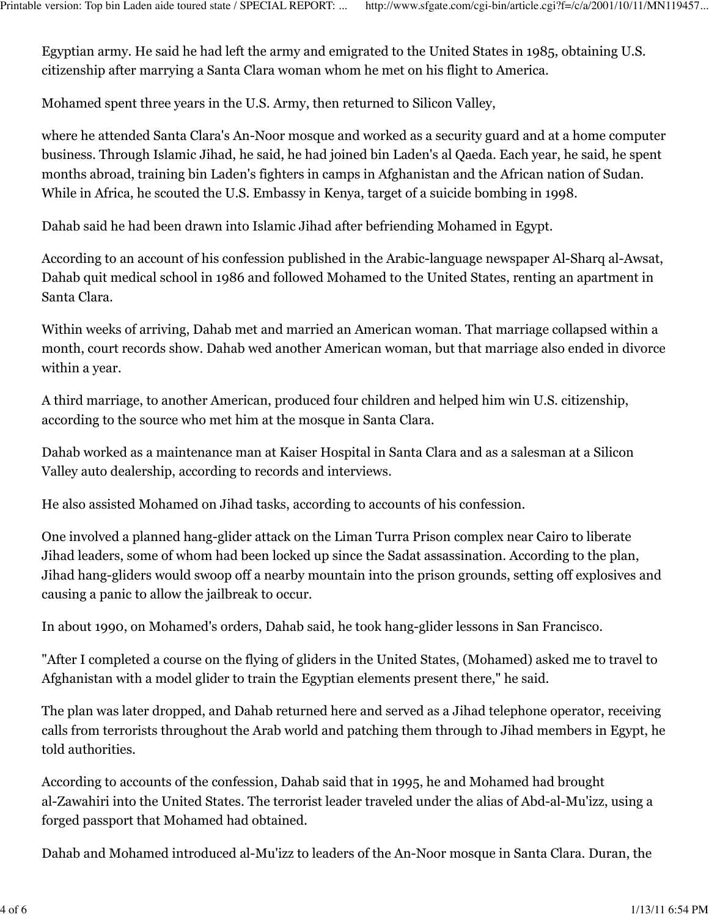Egyptian army. He said he had left the army and emigrated to the United States in 1985, obtaining U.S. citizenship after marrying a Santa Clara woman whom he met on his flight to America.

Mohamed spent three years in the U.S. Army, then returned to Silicon Valley,

where he attended Santa Clara's An-Noor mosque and worked as a security guard and at a home computer business. Through Islamic Jihad, he said, he had joined bin Laden's al Qaeda. Each year, he said, he spent months abroad, training bin Laden's fighters in camps in Afghanistan and the African nation of Sudan. While in Africa, he scouted the U.S. Embassy in Kenya, target of a suicide bombing in 1998.

Dahab said he had been drawn into Islamic Jihad after befriending Mohamed in Egypt.

According to an account of his confession published in the Arabic-language newspaper Al-Sharq al-Awsat, Dahab quit medical school in 1986 and followed Mohamed to the United States, renting an apartment in Santa Clara.

Within weeks of arriving, Dahab met and married an American woman. That marriage collapsed within a month, court records show. Dahab wed another American woman, but that marriage also ended in divorce within a year.

A third marriage, to another American, produced four children and helped him win U.S. citizenship, according to the source who met him at the mosque in Santa Clara.

Dahab worked as a maintenance man at Kaiser Hospital in Santa Clara and as a salesman at a Silicon Valley auto dealership, according to records and interviews.

He also assisted Mohamed on Jihad tasks, according to accounts of his confession.

One involved a planned hang-glider attack on the Liman Turra Prison complex near Cairo to liberate Jihad leaders, some of whom had been locked up since the Sadat assassination. According to the plan, Jihad hang-gliders would swoop off a nearby mountain into the prison grounds, setting off explosives and causing a panic to allow the jailbreak to occur.

In about 1990, on Mohamed's orders, Dahab said, he took hang-glider lessons in San Francisco.

"After I completed a course on the flying of gliders in the United States, (Mohamed) asked me to travel to Afghanistan with a model glider to train the Egyptian elements present there," he said.

The plan was later dropped, and Dahab returned here and served as a Jihad telephone operator, receiving calls from terrorists throughout the Arab world and patching them through to Jihad members in Egypt, he told authorities.

According to accounts of the confession, Dahab said that in 1995, he and Mohamed had brought al-Zawahiri into the United States. The terrorist leader traveled under the alias of Abd-al-Mu'izz, using a forged passport that Mohamed had obtained.

Dahab and Mohamed introduced al-Mu'izz to leaders of the An-Noor mosque in Santa Clara. Duran, the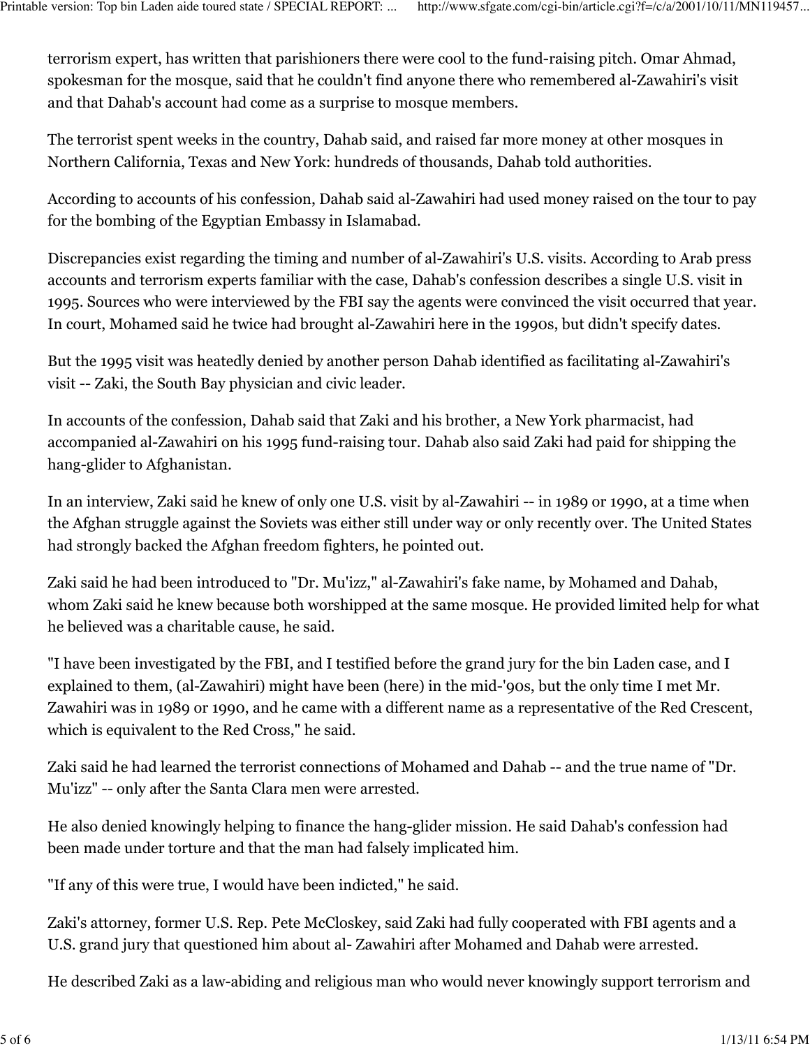terrorism expert, has written that parishioners there were cool to the fund-raising pitch. Omar Ahmad, spokesman for the mosque, said that he couldn't find anyone there who remembered al-Zawahiri's visit and that Dahab's account had come as a surprise to mosque members.

The terrorist spent weeks in the country, Dahab said, and raised far more money at other mosques in Northern California, Texas and New York: hundreds of thousands, Dahab told authorities.

According to accounts of his confession, Dahab said al-Zawahiri had used money raised on the tour to pay for the bombing of the Egyptian Embassy in Islamabad.

Discrepancies exist regarding the timing and number of al-Zawahiri's U.S. visits. According to Arab press accounts and terrorism experts familiar with the case, Dahab's confession describes a single U.S. visit in 1995. Sources who were interviewed by the FBI say the agents were convinced the visit occurred that year. In court, Mohamed said he twice had brought al-Zawahiri here in the 1990s, but didn't specify dates.

But the 1995 visit was heatedly denied by another person Dahab identified as facilitating al-Zawahiri's visit -- Zaki, the South Bay physician and civic leader.

In accounts of the confession, Dahab said that Zaki and his brother, a New York pharmacist, had accompanied al-Zawahiri on his 1995 fund-raising tour. Dahab also said Zaki had paid for shipping the hang-glider to Afghanistan.

In an interview, Zaki said he knew of only one U.S. visit by al-Zawahiri -- in 1989 or 1990, at a time when the Afghan struggle against the Soviets was either still under way or only recently over. The United States had strongly backed the Afghan freedom fighters, he pointed out.

Zaki said he had been introduced to "Dr. Mu'izz," al-Zawahiri's fake name, by Mohamed and Dahab, whom Zaki said he knew because both worshipped at the same mosque. He provided limited help for what he believed was a charitable cause, he said.

"I have been investigated by the FBI, and I testified before the grand jury for the bin Laden case, and I explained to them, (al-Zawahiri) might have been (here) in the mid-'90s, but the only time I met Mr. Zawahiri was in 1989 or 1990, and he came with a different name as a representative of the Red Crescent, which is equivalent to the Red Cross," he said.

Zaki said he had learned the terrorist connections of Mohamed and Dahab -- and the true name of "Dr. Mu'izz" -- only after the Santa Clara men were arrested.

He also denied knowingly helping to finance the hang-glider mission. He said Dahab's confession had been made under torture and that the man had falsely implicated him.

"If any of this were true, I would have been indicted," he said.

Zaki's attorney, former U.S. Rep. Pete McCloskey, said Zaki had fully cooperated with FBI agents and a U.S. grand jury that questioned him about al- Zawahiri after Mohamed and Dahab were arrested.

He described Zaki as a law-abiding and religious man who would never knowingly support terrorism and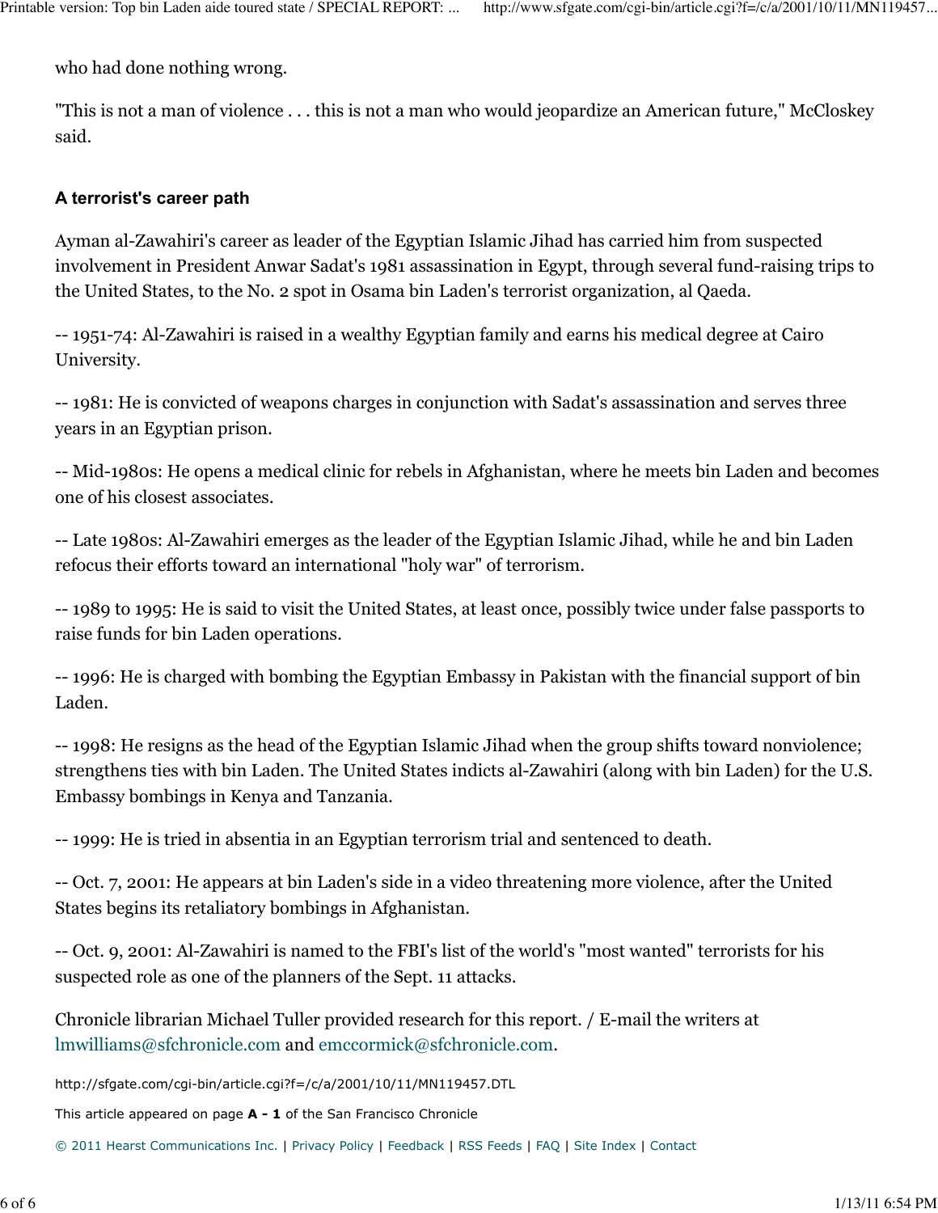who had done nothing wrong.

"This is not a man of violence . . . this is not a man who would jeopardize an American future," McCloskey said.

### A terrorist's career path

Ayman al-Zawahiri's career as leader of the Egyptian Islamic Jihad has carried him from suspected involvement in President Anwar Sadat's 1981 assassination in Egypt, through several fund-raising trips to the United States, to the No. 2 spot in Osama bin Laden's terrorist organization, al Qaeda.

-- 1951-74: Al-Zawahiri is raised in a wealthy Egyptian family and earns his medical degree at Cairo University.

-- 1981: He is convicted of weapons charges in conjunction with Sadat's assassination and serves three years in an Egyptian prison.

-- Mid-1980s: He opens a medical clinic for rebels in Afghanistan, where he meets bin Laden and becomes one of his closest associates.

-- Late 1980s: Al-Zawahiri emerges as the leader of the Egyptian Islamic Jihad, while he and bin Laden refocus their efforts toward an international "holy war" of terrorism.

-- 1989 to 1995: He is said to visit the United States, at least once, possibly twice under false passports to raise funds for bin Laden operations.

-- 1996: He is charged with bombing the Egyptian Embassy in Pakistan with the financial support of bin Laden.

-- 1998: He resigns as the head of the Egyptian Islamic Jihad when the group shifts toward nonviolence; strengthens ties with bin Laden. The United States indicts al-Zawahiri (along with bin Laden) for the U.S. Embassy bombings in Kenya and Tanzania.

-- 1999: He is tried in absentia in an Egyptian terrorism trial and sentenced to death.

-- Oct. 7, 2001: He appears at bin Laden's side in a video threatening more violence, after the United States begins its retaliatory bombings in Afghanistan.

-- Oct. 9, 2001: Al-Zawahiri is named to the FBI's list of the world's "most wanted" terrorists for his suspected role as one of the planners of the Sept. 11 attacks.

Chronicle librarian Michael Tuller provided research for this report. / E-mail the writers at lmwilliams@sfchronicle.com and emccormick@sfchronicle.com.

http://sfgate.com/cgi-bin/article.cgi?f=/c/a/2001/10/11/MN119457.DTL

This article appeared on page **A - 1** of the San Francisco Chronicle

© 2011 Hearst Communications Inc. | Privacy Policy | Feedback | RSS Feeds | FAQ | Site Index | Contact